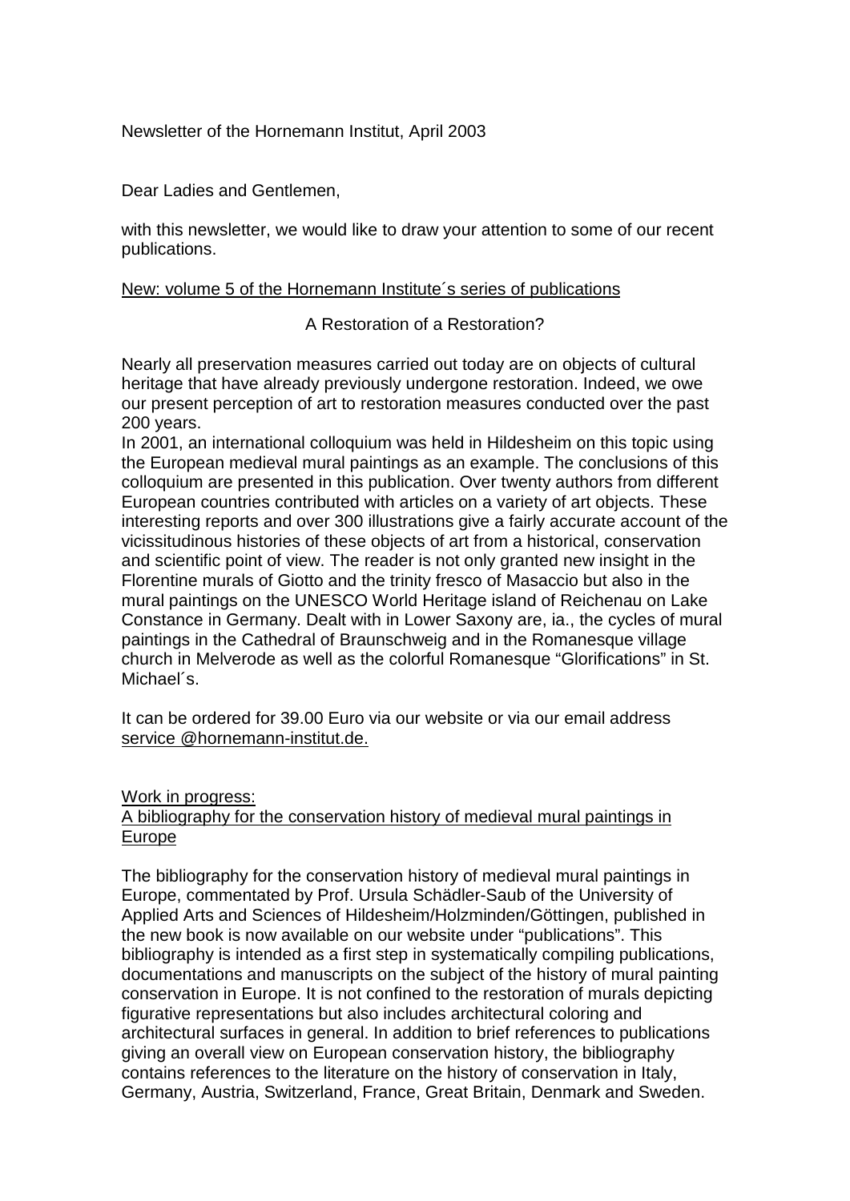Newsletter of the Hornemann Institut, April 2003

Dear Ladies and Gentlemen,

with this newsletter, we would like to draw your attention to some of our recent publications.

<u>New: volume 5 of the Hornemann Institute´s series of publications</u>

A Restoration of a Restoration?

Nearly all preservation measures carried out today are on objects of cultural heritage that have already previously undergone restoration. Indeed, we owe our present perception of art to restoration measures conducted over the past 200 years.
In 2001, an international colloquium was held in Hildesheim on this topic using the European medieval mural paintings as an example. The conclusions of this colloquium are presented in this publication. Over twenty authors from different European countries contributed with articles on a variety of art objects. These interesting reports and over 300 illustrations give a fairly accurate account of the vicissitudinous histories of these objects of art from a historical, conservation and scientific point of view. The reader is not only granted new insight in the Florentine murals of Giotto and the trinity fresco of Masaccio but also in the mural paintings on the UNESCO World Heritage island of Reichenau on Lake Constance in Germany. Dealt with in Lower Saxony are, ia., the cycles of mural paintings in the Cathedral of Braunschweig and in the Romanesque village church in Melverode as well as the colorful Romanesque "Glorifications" in St. Michael´s.

It can be ordered for 39.00 Euro via our website or via our email address <u>service @hornemann-institut.de.</u>

<u>Work in progress:</u>
<u>A bibliography for the conservation history of medieval mural paintings in Europe</u>

The bibliography for the conservation history of medieval mural paintings in Europe, commentated by Prof. Ursula Schädler-Saub of the University of Applied Arts and Sciences of Hildesheim/Holzminden/Göttingen, published in the new book is now available on our website under "publications". This bibliography is intended as a first step in systematically compiling publications, documentations and manuscripts on the subject of the history of mural painting conservation in Europe. It is not confined to the restoration of murals depicting figurative representations but also includes architectural coloring and architectural surfaces in general. In addition to brief references to publications giving an overall view on European conservation history, the bibliography contains references to the literature on the history of conservation in Italy, Germany, Austria, Switzerland, France, Great Britain, Denmark and Sweden.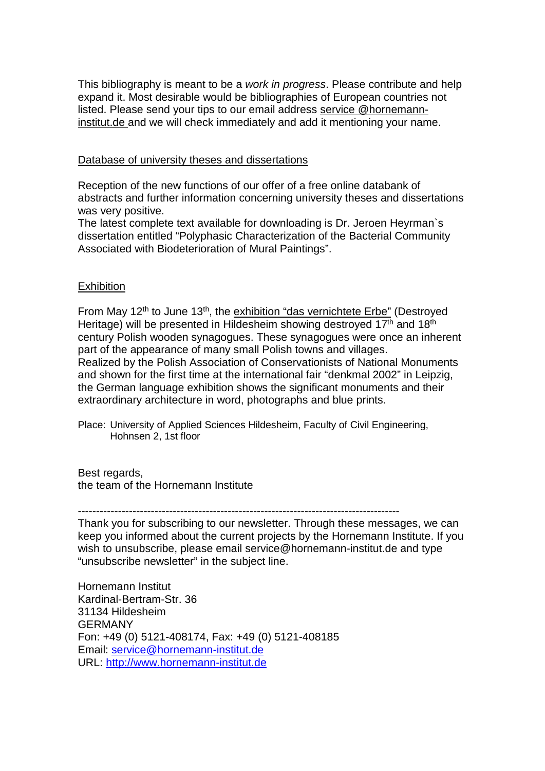This bibliography is meant to be a *work in progress*. Please contribute and help expand it. Most desirable would be bibliographies of European countries not listed. Please send your tips to our email address service @hornemann-institut.de and we will check immediately and add it mentioning your name.

## Database of university theses and dissertations

Reception of the new functions of our offer of a free online databank of abstracts and further information concerning university theses and dissertations was very positive.
The latest complete text available for downloading is Dr. Jeroen Heyman`s dissertation entitled "Polyphasic Characterization of the Bacterial Community Associated with Biodeterioration of Mural Paintings".

## Exhibition

From May 12th to June 13th, the exhibition "das vernichtete Erbe" (Destroyed Heritage) will be presented in Hildesheim showing destroyed 17th and 18th century Polish wooden synagogues. These synagogues were once an inherent part of the appearance of many small Polish towns and villages.
Realized by the Polish Association of Conservationists of National Monuments and shown for the first time at the international fair "denkmal 2002" in Leipzig, the German language exhibition shows the significant monuments and their extraordinary architecture in word, photographs and blue prints.

Place: University of Applied Sciences Hildesheim, Faculty of Civil Engineering, Hohnsen 2, 1st floor

Best regards,
the team of the Hornemann Institute

---

Thank you for subscribing to our newsletter. Through these messages, we can keep you informed about the current projects by the Hornemann Institute. If you wish to unsubscribe, please email service@hornemann-institut.de and type "unsubscribe newsletter" in the subject line.

Hornemann Institut
Kardinal-Bertram-Str. 36
31134 Hildesheim
GERMANY
Fon: +49 (0) 5121-408174, Fax: +49 (0) 5121-408185
Email: service@hornemann-institut.de
URL: http://www.hornemann-institut.de